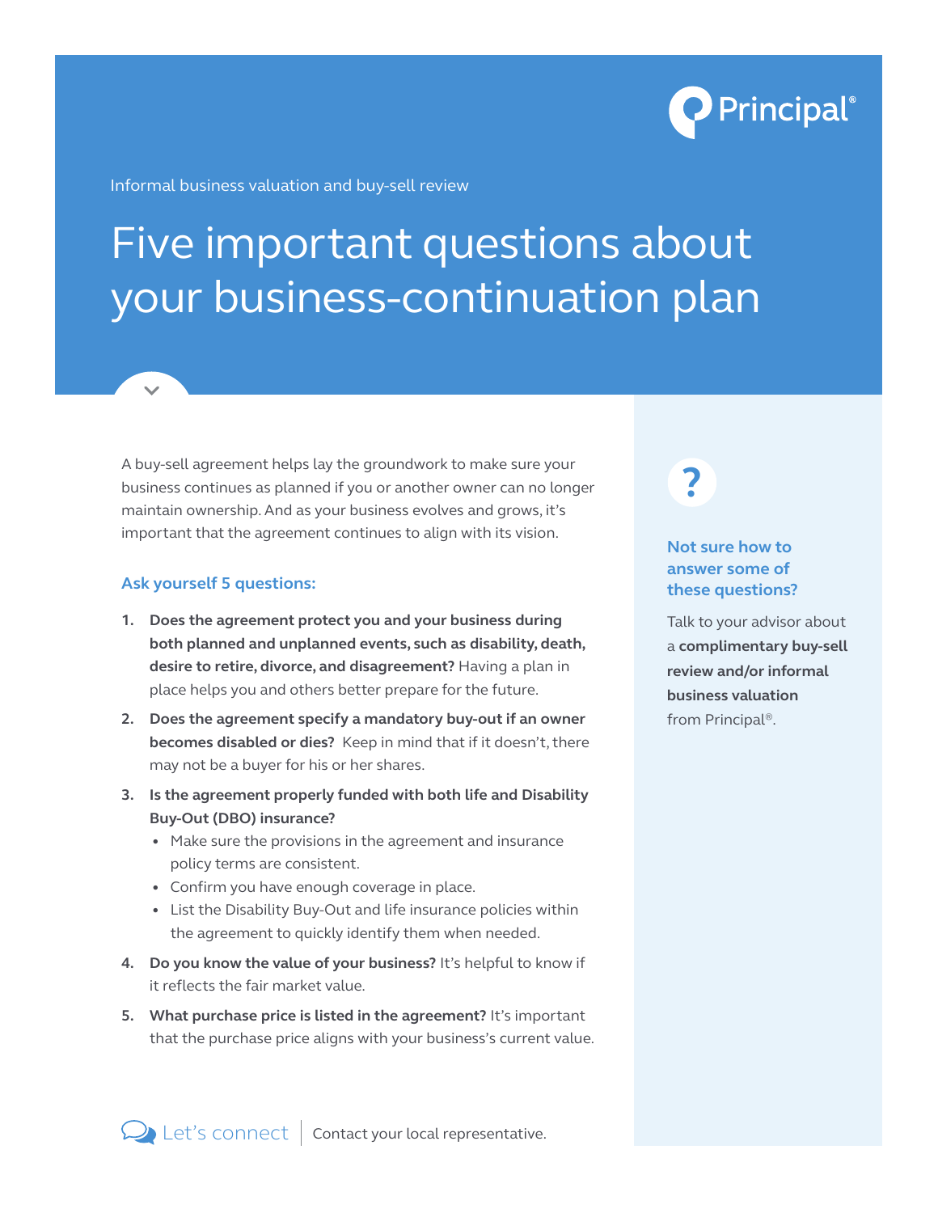Principal®

Informal business valuation and buy-sell review

# Five important questions about your business-continuation plan

A buy-sell agreement helps lay the groundwork to make sure your business continues as planned if you or another owner can no longer maintain ownership. And as your business evolves and grows, it's important that the agreement continues to align with its vision.

### Ask yourself 5 questions:

1. **Does the agreement protect you and your business during both planned and unplanned events, such as disability, death, desire to retire, divorce, and disagreement?** Having a plan in place helps you and others better prepare for the future.
2. **Does the agreement specify a mandatory buy-out if an owner becomes disabled or dies?** Keep in mind that if it doesn't, there may not be a buyer for his or her shares.
3. **Is the agreement properly funded with both life and Disability Buy-Out (DBO) insurance?**
   - Make sure the provisions in the agreement and insurance policy terms are consistent.
   - Confirm you have enough coverage in place.
   - List the Disability Buy-Out and life insurance policies within the agreement to quickly identify them when needed.
4. **Do you know the value of your business?** It's helpful to know if it reflects the fair market value.
5. **What purchase price is listed in the agreement?** It's important that the purchase price aligns with your business's current value.

### Not sure how to answer some of these questions?

Talk to your advisor about a **complimentary buy-sell review and/or informal business valuation** from Principal®.

Let's connect | Contact your local representative.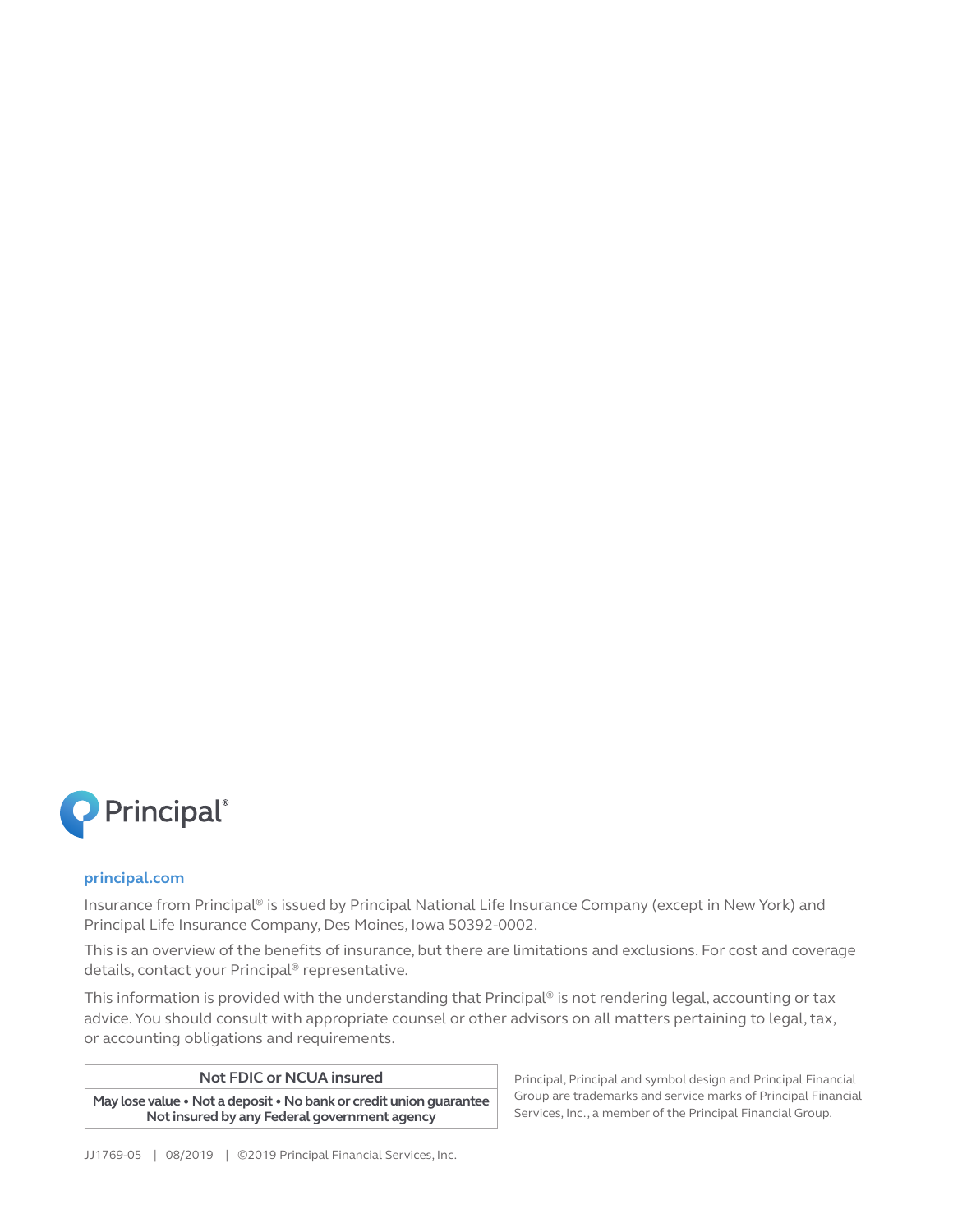Principal®

**principal.com**

Insurance from Principal® is issued by Principal National Life Insurance Company (except in New York) and Principal Life Insurance Company, Des Moines, Iowa 50392-0002.

This is an overview of the benefits of insurance, but there are limitations and exclusions. For cost and coverage details, contact your Principal® representative.

This information is provided with the understanding that Principal® is not rendering legal, accounting or tax advice. You should consult with appropriate counsel or other advisors on all matters pertaining to legal, tax, or accounting obligations and requirements.

| Not FDIC or NCUA insured |
| --- |
| May lose value • Not a deposit • No bank or credit union guarantee<br>Not insured by any Federal government agency |

Principal, Principal and symbol design and Principal Financial Group are trademarks and service marks of Principal Financial Services, Inc., a member of the Principal Financial Group.

JJ1769-05 | 08/2019 | ©2019 Principal Financial Services, Inc.